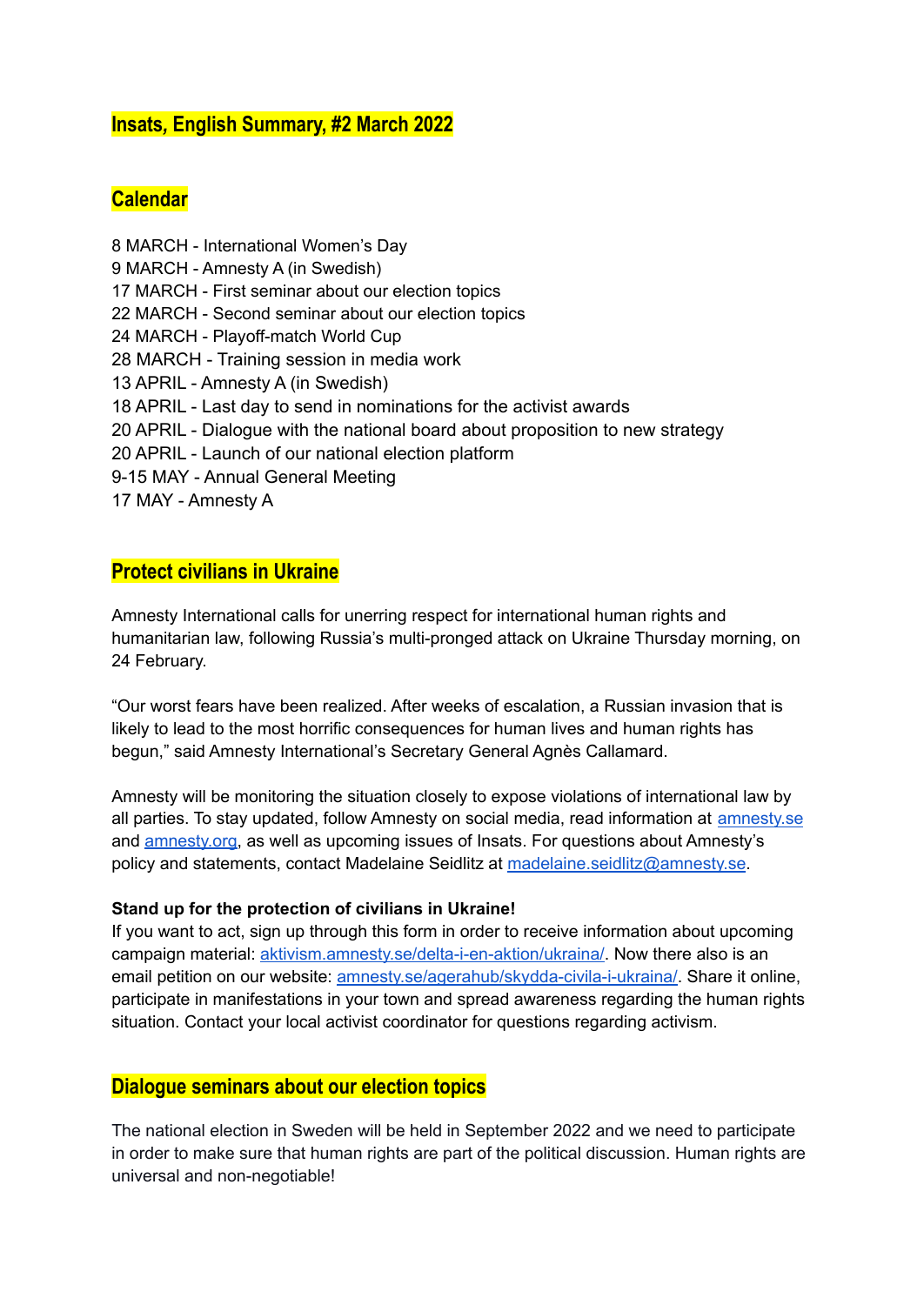# Insats, English Summary, #2 March 2022

## Calendar

8 MARCH - International Women's Day
9 MARCH - Amnesty A (in Swedish)
17 MARCH - First seminar about our election topics
22 MARCH - Second seminar about our election topics
24 MARCH - Playoff-match World Cup
28 MARCH - Training session in media work
13 APRIL - Amnesty A (in Swedish)
18 APRIL - Last day to send in nominations for the activist awards
20 APRIL - Dialogue with the national board about proposition to new strategy
20 APRIL - Launch of our national election platform
9-15 MAY - Annual General Meeting
17 MAY - Amnesty A

## Protect civilians in Ukraine

Amnesty International calls for unerring respect for international human rights and humanitarian law, following Russia's multi-pronged attack on Ukraine Thursday morning, on 24 February.

"Our worst fears have been realized. After weeks of escalation, a Russian invasion that is likely to lead to the most horrific consequences for human lives and human rights has begun," said Amnesty International's Secretary General Agnès Callamard.

Amnesty will be monitoring the situation closely to expose violations of international law by all parties. To stay updated, follow Amnesty on social media, read information at amnesty.se and amnesty.org, as well as upcoming issues of Insats. For questions about Amnesty's policy and statements, contact Madelaine Seidlitz at madelaine.seidlitz@amnesty.se.

**Stand up for the protection of civilians in Ukraine!**
If you want to act, sign up through this form in order to receive information about upcoming campaign material: aktivism.amnesty.se/delta-i-en-aktion/ukraina/. Now there also is an email petition on our website: amnesty.se/agerahub/skydda-civila-i-ukraina/. Share it online, participate in manifestations in your town and spread awareness regarding the human rights situation. Contact your local activist coordinator for questions regarding activism.

## Dialogue seminars about our election topics

The national election in Sweden will be held in September 2022 and we need to participate in order to make sure that human rights are part of the political discussion. Human rights are universal and non-negotiable!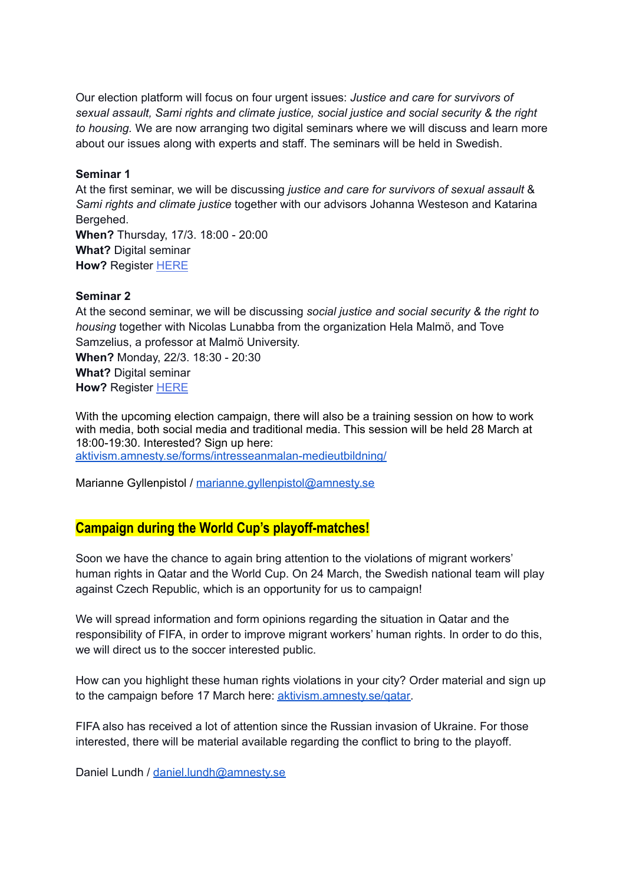Our election platform will focus on four urgent issues: *Justice and care for survivors of sexual assault, Sami rights and climate justice, social justice and social security & the right to housing*. We are now arranging two digital seminars where we will discuss and learn more about our issues along with experts and staff. The seminars will be held in Swedish.

**Seminar 1**
At the first seminar, we will be discussing *justice and care for survivors of sexual assault* & *Sami rights and climate justice* together with our advisors Johanna Westeson and Katarina Bergehed.
**When?** Thursday, 17/3. 18:00 - 20:00
**What?** Digital seminar
**How?** Register [HERE]()

**Seminar 2**
At the second seminar, we will be discussing *social justice and social security & the right to housing* together with Nicolas Lunabba from the organization Hela Malmö, and Tove Samzelius, a professor at Malmö University.
**When?** Monday, 22/3. 18:30 - 20:30
**What?** Digital seminar
**How?** Register [HERE]()

With the upcoming election campaign, there will also be a training session on how to work with media, both social media and traditional media. This session will be held 28 March at 18:00-19:30. Interested? Sign up here:
[aktivism.amnesty.se/forms/intresseanmalan-medieutbildning/](aktivism.amnesty.se/forms/intresseanmalan-medieutbildning/)

Marianne Gyllenpistol / [marianne.gyllenpistol@amnesty.se](mailto:marianne.gyllenpistol@amnesty.se)

## Campaign during the World Cup's playoff-matches!

Soon we have the chance to again bring attention to the violations of migrant workers' human rights in Qatar and the World Cup. On 24 March, the Swedish national team will play against Czech Republic, which is an opportunity for us to campaign!

We will spread information and form opinions regarding the situation in Qatar and the responsibility of FIFA, in order to improve migrant workers' human rights. In order to do this, we will direct us to the soccer interested public.

How can you highlight these human rights violations in your city? Order material and sign up to the campaign before 17 March here: [aktivism.amnesty.se/qatar](aktivism.amnesty.se/qatar).

FIFA also has received a lot of attention since the Russian invasion of Ukraine. For those interested, there will be material available regarding the conflict to bring to the playoff.

Daniel Lundh / [daniel.lundh@amnesty.se](mailto:daniel.lundh@amnesty.se)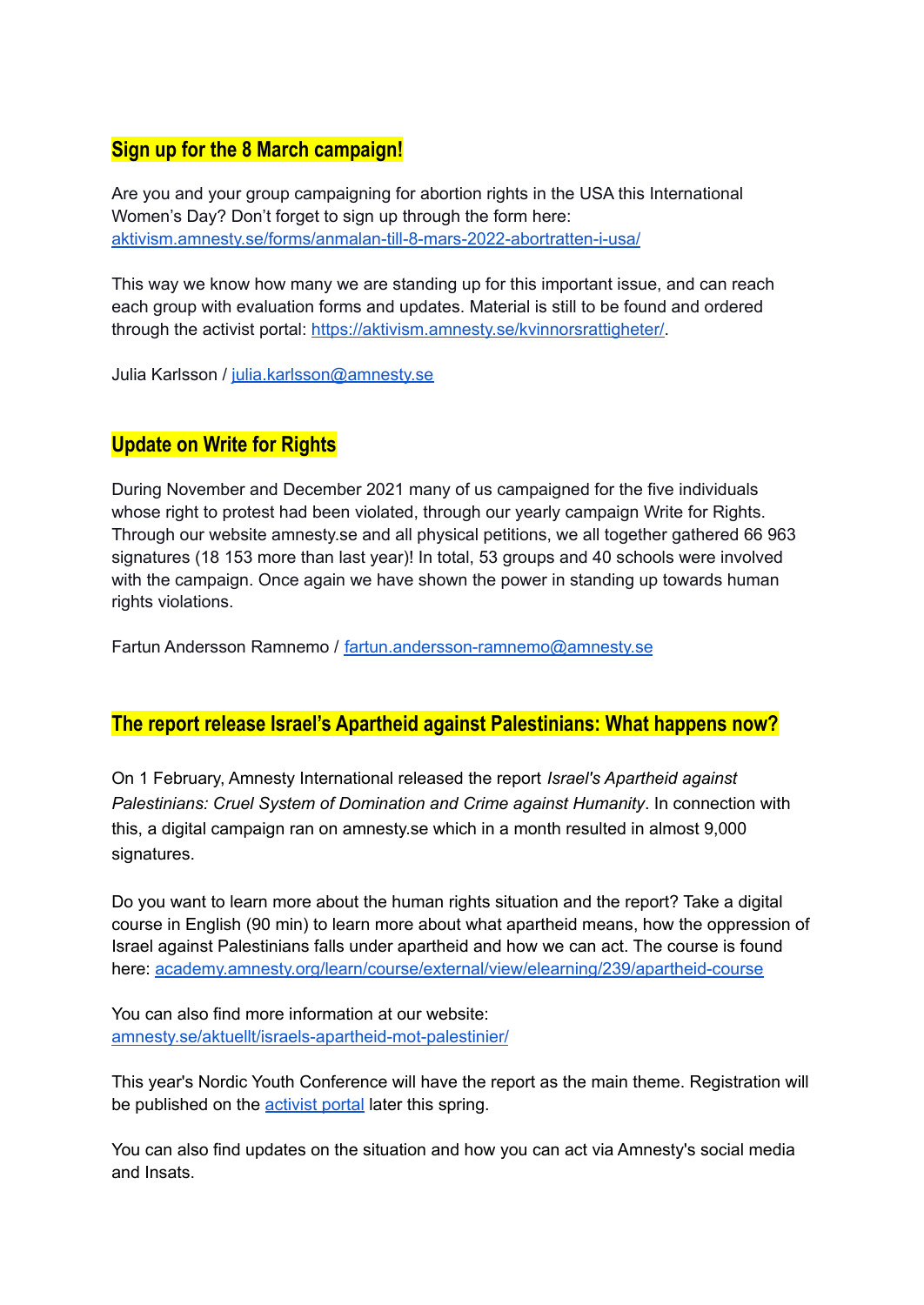## Sign up for the 8 March campaign!

Are you and your group campaigning for abortion rights in the USA this International Women's Day? Don't forget to sign up through the form here: [aktivism.amnesty.se/forms/anmalan-till-8-mars-2022-abortratten-i-usa/](aktivism.amnesty.se/forms/anmalan-till-8-mars-2022-abortratten-i-usa/)

This way we know how many we are standing up for this important issue, and can reach each group with evaluation forms and updates. Material is still to be found and ordered through the activist portal: [https://aktivism.amnesty.se/kvinnorsrattigheter/](https://aktivism.amnesty.se/kvinnorsrattigheter/).

Julia Karlsson / [julia.karlsson@amnesty.se](mailto:julia.karlsson@amnesty.se)

## Update on Write for Rights

During November and December 2021 many of us campaigned for the five individuals whose right to protest had been violated, through our yearly campaign Write for Rights. Through our website amnesty.se and all physical petitions, we all together gathered 66 963 signatures (18 153 more than last year)! In total, 53 groups and 40 schools were involved with the campaign. Once again we have shown the power in standing up towards human rights violations.

Fartun Andersson Ramnemo / [fartun.andersson-ramnemo@amnesty.se](mailto:fartun.andersson-ramnemo@amnesty.se)

## The report release Israel's Apartheid against Palestinians: What happens now?

On 1 February, Amnesty International released the report *Israel's Apartheid against Palestinians: Cruel System of Domination and Crime against Humanity*. In connection with this, a digital campaign ran on amnesty.se which in a month resulted in almost 9,000 signatures.

Do you want to learn more about the human rights situation and the report? Take a digital course in English (90 min) to learn more about what apartheid means, how the oppression of Israel against Palestinians falls under apartheid and how we can act. The course is found here: [academy.amnesty.org/learn/course/external/view/elearning/239/apartheid-course](academy.amnesty.org/learn/course/external/view/elearning/239/apartheid-course)

You can also find more information at our website: [amnesty.se/aktuellt/israels-apartheid-mot-palestinier/](amnesty.se/aktuellt/israels-apartheid-mot-palestinier/)

This year's Nordic Youth Conference will have the report as the main theme. Registration will be published on the activist portal later this spring.

You can also find updates on the situation and how you can act via Amnesty's social media and Insats.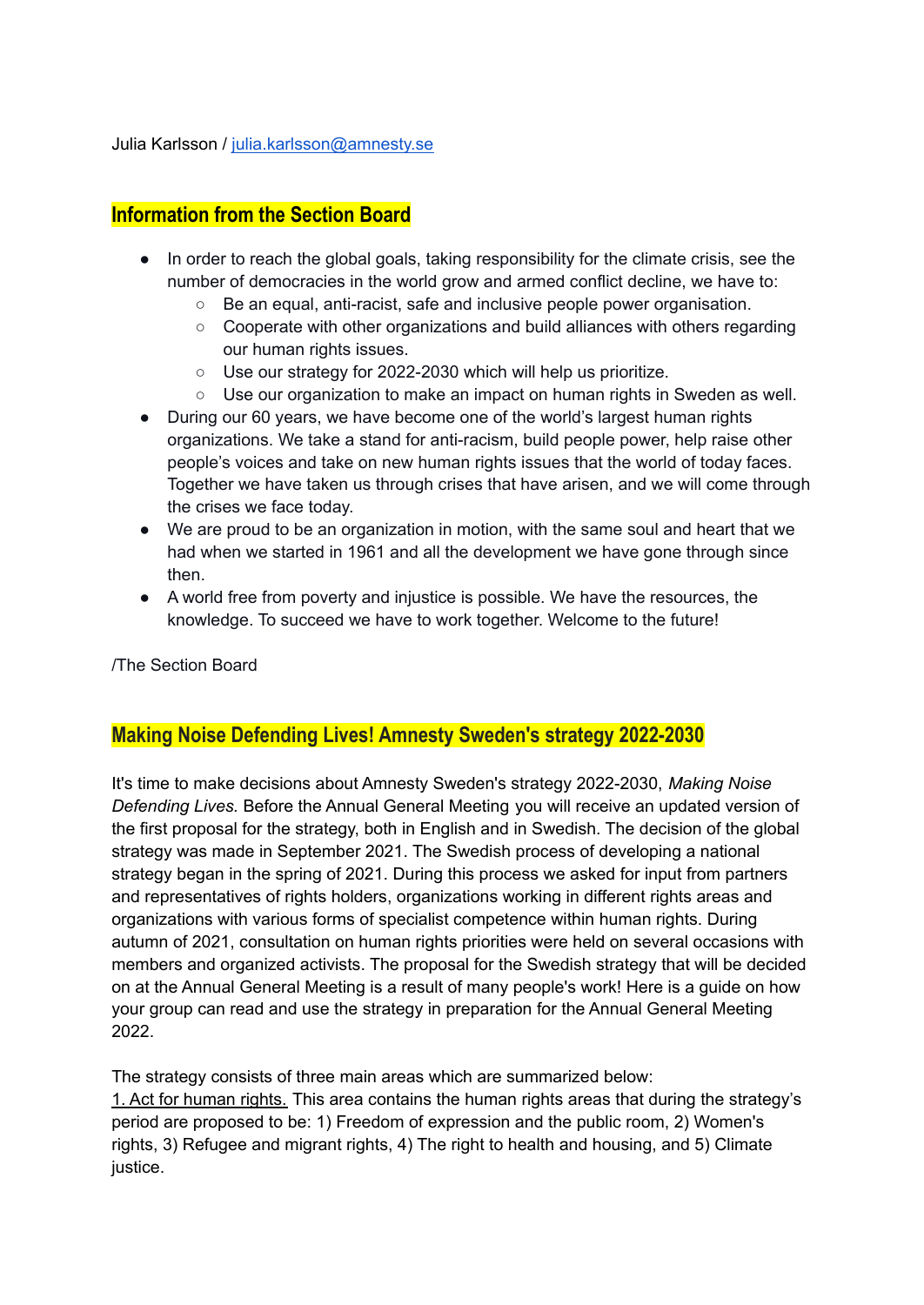Julia Karlsson / julia.karlsson@amnesty.se

## Information from the Section Board

- In order to reach the global goals, taking responsibility for the climate crisis, see the number of democracies in the world grow and armed conflict decline, we have to:
  - Be an equal, anti-racist, safe and inclusive people power organisation.
  - Cooperate with other organizations and build alliances with others regarding our human rights issues.
  - Use our strategy for 2022-2030 which will help us prioritize.
  - Use our organization to make an impact on human rights in Sweden as well.
- During our 60 years, we have become one of the world's largest human rights organizations. We take a stand for anti-racism, build people power, help raise other people's voices and take on new human rights issues that the world of today faces. Together we have taken us through crises that have arisen, and we will come through the crises we face today.
- We are proud to be an organization in motion, with the same soul and heart that we had when we started in 1961 and all the development we have gone through since then.
- A world free from poverty and injustice is possible. We have the resources, the knowledge. To succeed we have to work together. Welcome to the future!

/The Section Board

## Making Noise Defending Lives! Amnesty Sweden's strategy 2022-2030

It's time to make decisions about Amnesty Sweden's strategy 2022-2030, *Making Noise Defending Lives.* Before the Annual General Meeting you will receive an updated version of the first proposal for the strategy, both in English and in Swedish. The decision of the global strategy was made in September 2021. The Swedish process of developing a national strategy began in the spring of 2021. During this process we asked for input from partners and representatives of rights holders, organizations working in different rights areas and organizations with various forms of specialist competence within human rights. During autumn of 2021, consultation on human rights priorities were held on several occasions with members and organized activists. The proposal for the Swedish strategy that will be decided on at the Annual General Meeting is a result of many people's work! Here is a guide on how your group can read and use the strategy in preparation for the Annual General Meeting 2022.

The strategy consists of three main areas which are summarized below:
1. Act for human rights. This area contains the human rights areas that during the strategy's period are proposed to be: 1) Freedom of expression and the public room, 2) Women's rights, 3) Refugee and migrant rights, 4) The right to health and housing, and 5) Climate justice.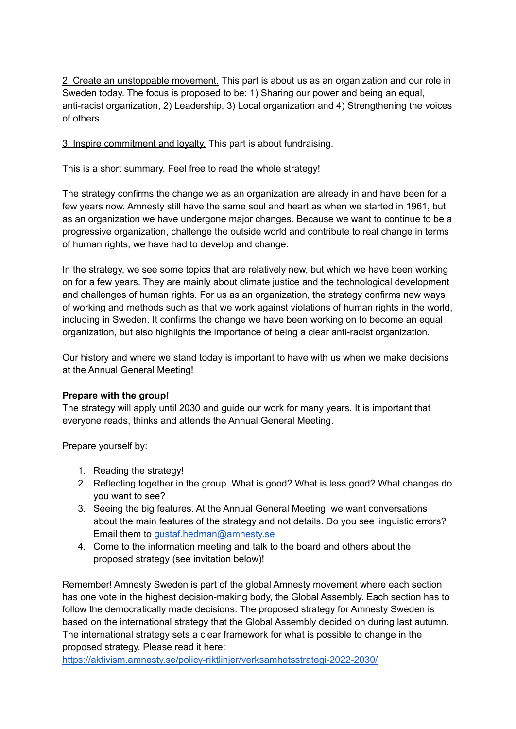2. Create an unstoppable movement. This part is about us as an organization and our role in Sweden today. The focus is proposed to be: 1) Sharing our power and being an equal, anti-racist organization, 2) Leadership, 3) Local organization and 4) Strengthening the voices of others.

3. Inspire commitment and loyalty. This part is about fundraising.

This is a short summary. Feel free to read the whole strategy!

The strategy confirms the change we as an organization are already in and have been for a few years now. Amnesty still have the same soul and heart as when we started in 1961, but as an organization we have undergone major changes. Because we want to continue to be a progressive organization, challenge the outside world and contribute to real change in terms of human rights, we have had to develop and change.

In the strategy, we see some topics that are relatively new, but which we have been working on for a few years. They are mainly about climate justice and the technological development and challenges of human rights. For us as an organization, the strategy confirms new ways of working and methods such as that we work against violations of human rights in the world, including in Sweden. It confirms the change we have been working on to become an equal organization, but also highlights the importance of being a clear anti-racist organization.

Our history and where we stand today is important to have with us when we make decisions at the Annual General Meeting!

**Prepare with the group!**
The strategy will apply until 2030 and guide our work for many years. It is important that everyone reads, thinks and attends the Annual General Meeting.

Prepare yourself by:

1. Reading the strategy!
2. Reflecting together in the group. What is good? What is less good? What changes do you want to see?
3. Seeing the big features. At the Annual General Meeting, we want conversations about the main features of the strategy and not details. Do you see linguistic errors? Email them to [gustaf.hedman@amnesty.se](mailto:gustaf.hedman@amnesty.se)
4. Come to the information meeting and talk to the board and others about the proposed strategy (see invitation below)!

Remember! Amnesty Sweden is part of the global Amnesty movement where each section has one vote in the highest decision-making body, the Global Assembly. Each section has to follow the democratically made decisions. The proposed strategy for Amnesty Sweden is based on the international strategy that the Global Assembly decided on during last autumn. The international strategy sets a clear framework for what is possible to change in the proposed strategy. Please read it here:
[https://aktivism.amnesty.se/policy-riktlinjer/verksamhetsstrategi-2022-2030/](https://aktivism.amnesty.se/policy-riktlinjer/verksamhetsstrategi-2022-2030/)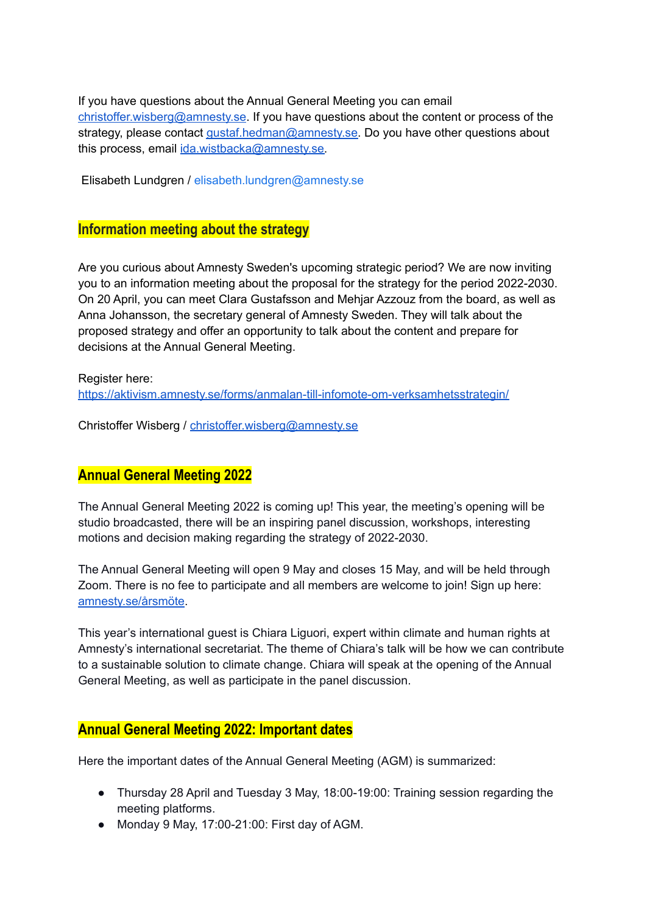If you have questions about the Annual General Meeting you can email christoffer.wisberg@amnesty.se. If you have questions about the content or process of the strategy, please contact gustaf.hedman@amnesty.se. Do you have other questions about this process, email ida.wistbacka@amnesty.se.

Elisabeth Lundgren / elisabeth.lundgren@amnesty.se

## Information meeting about the strategy

Are you curious about Amnesty Sweden's upcoming strategic period? We are now inviting you to an information meeting about the proposal for the strategy for the period 2022-2030. On 20 April, you can meet Clara Gustafsson and Mehjar Azzouz from the board, as well as Anna Johansson, the secretary general of Amnesty Sweden. They will talk about the proposed strategy and offer an opportunity to talk about the content and prepare for decisions at the Annual General Meeting.

Register here:
https://aktivism.amnesty.se/forms/anmalan-till-infomote-om-verksamhetsstrategin/

Christoffer Wisberg / christoffer.wisberg@amnesty.se

## Annual General Meeting 2022

The Annual General Meeting 2022 is coming up! This year, the meeting's opening will be studio broadcasted, there will be an inspiring panel discussion, workshops, interesting motions and decision making regarding the strategy of 2022-2030.

The Annual General Meeting will open 9 May and closes 15 May, and will be held through Zoom. There is no fee to participate and all members are welcome to join! Sign up here: amnesty.se/årsmöte.

This year's international guest is Chiara Liguori, expert within climate and human rights at Amnesty's international secretariat. The theme of Chiara's talk will be how we can contribute to a sustainable solution to climate change. Chiara will speak at the opening of the Annual General Meeting, as well as participate in the panel discussion.

## Annual General Meeting 2022: Important dates

Here the important dates of the Annual General Meeting (AGM) is summarized:

- Thursday 28 April and Tuesday 3 May, 18:00-19:00: Training session regarding the meeting platforms.
- Monday 9 May, 17:00-21:00: First day of AGM.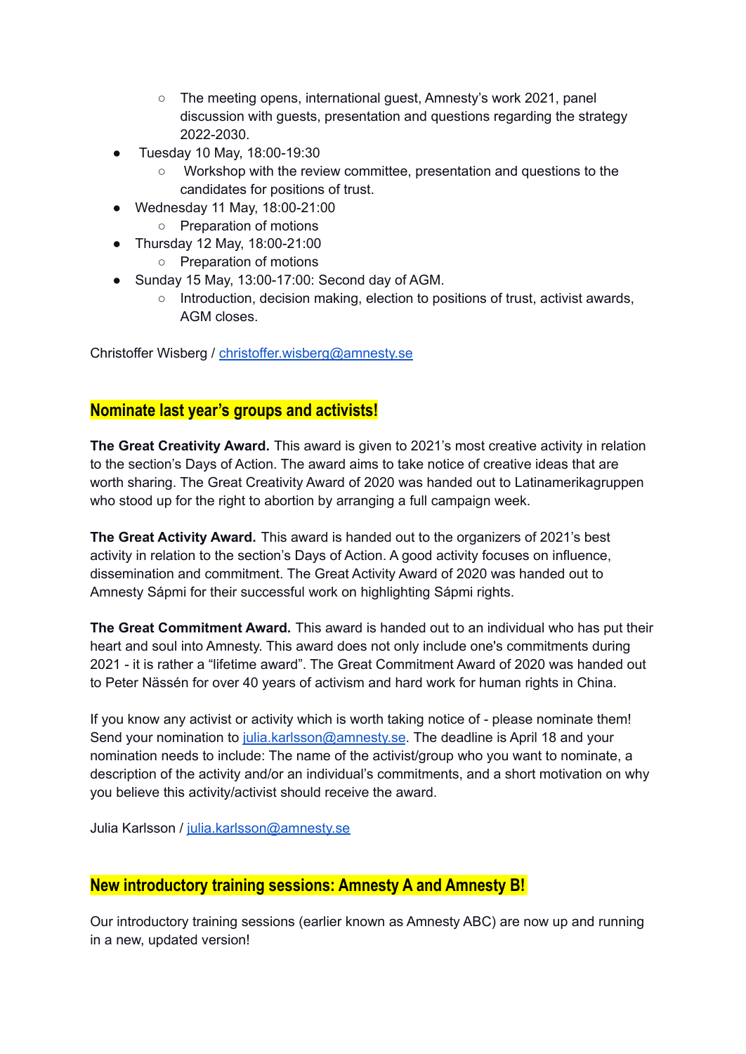- The meeting opens, international guest, Amnesty's work 2021, panel discussion with guests, presentation and questions regarding the strategy 2022-2030.
- Tuesday 10 May, 18:00-19:30
    - Workshop with the review committee, presentation and questions to the candidates for positions of trust.
- Wednesday 11 May, 18:00-21:00
    - Preparation of motions
- Thursday 12 May, 18:00-21:00
    - Preparation of motions
- Sunday 15 May, 13:00-17:00: Second day of AGM.
    - Introduction, decision making, election to positions of trust, activist awards, AGM closes.

Christoffer Wisberg / christoffer.wisberg@amnesty.se

## Nominate last year's groups and activists!

**The Great Creativity Award.** This award is given to 2021's most creative activity in relation to the section's Days of Action. The award aims to take notice of creative ideas that are worth sharing. The Great Creativity Award of 2020 was handed out to Latinamerikagruppen who stood up for the right to abortion by arranging a full campaign week.

**The Great Activity Award.** This award is handed out to the organizers of 2021's best activity in relation to the section's Days of Action. A good activity focuses on influence, dissemination and commitment. The Great Activity Award of 2020 was handed out to Amnesty Sápmi for their successful work on highlighting Sápmi rights.

**The Great Commitment Award.** This award is handed out to an individual who has put their heart and soul into Amnesty. This award does not only include one's commitments during 2021 - it is rather a "lifetime award". The Great Commitment Award of 2020 was handed out to Peter Nässén for over 40 years of activism and hard work for human rights in China.

If you know any activist or activity which is worth taking notice of - please nominate them! Send your nomination to julia.karlsson@amnesty.se. The deadline is April 18 and your nomination needs to include: The name of the activist/group who you want to nominate, a description of the activity and/or an individual's commitments, and a short motivation on why you believe this activity/activist should receive the award.

Julia Karlsson / julia.karlsson@amnesty.se

## New introductory training sessions: Amnesty A and Amnesty B!

Our introductory training sessions (earlier known as Amnesty ABC) are now up and running in a new, updated version!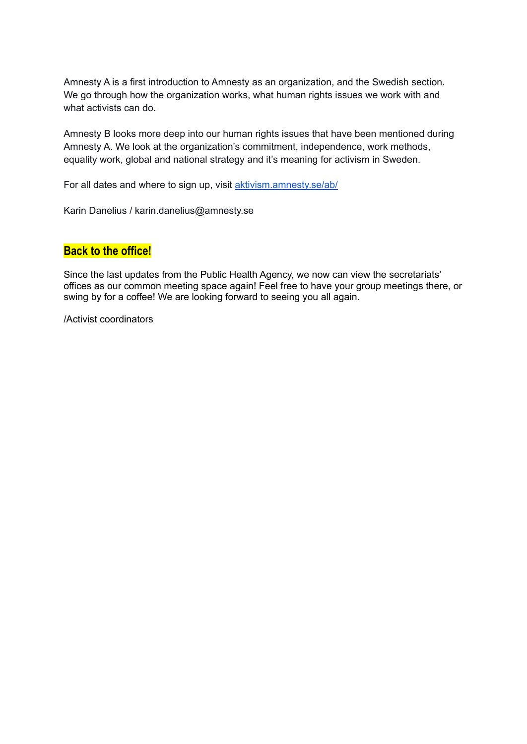Amnesty A is a first introduction to Amnesty as an organization, and the Swedish section. We go through how the organization works, what human rights issues we work with and what activists can do.

Amnesty B looks more deep into our human rights issues that have been mentioned during Amnesty A. We look at the organization's commitment, independence, work methods, equality work, global and national strategy and it's meaning for activism in Sweden.

For all dates and where to sign up, visit [aktivism.amnesty.se/ab/](aktivism.amnesty.se/ab/)

Karin Danelius / karin.danelius@amnesty.se

## Back to the office!

Since the last updates from the Public Health Agency, we now can view the secretariats' offices as our common meeting space again! Feel free to have your group meetings there, or swing by for a coffee! We are looking forward to seeing you all again.

/Activist coordinators